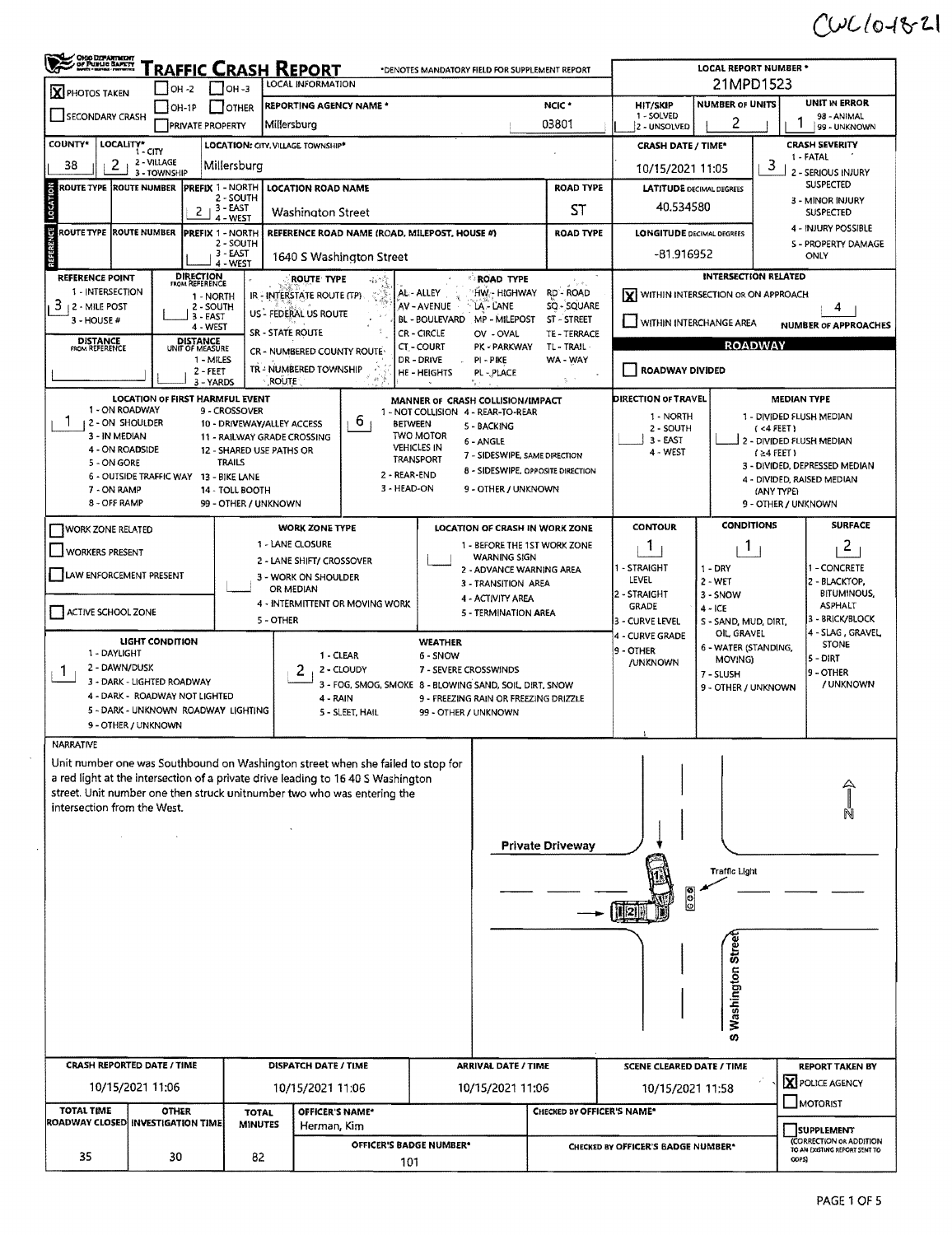CWC10-18-21

# TRAFFIC CRASH REPORT

Ohio Department of Public Safety

*DENOTES MANDATORY FIELD FOR SUPPLEMENT REPORT

**LOCAL REPORT NUMBER ***: 21MPD1523

| | |
|---|---|
| [X] PHOTOS TAKEN | [ ] OH -2 [ ] OH -3 [ ] OH-1P [ ] OTHER |
| [ ] SECONDARY CRASH | [ ] PRIVATE PROPERTY |

| LOCAL INFORMATION | |
|---|---|
| REPORTING AGENCY NAME * | Millersburg |
| NCIC * | 03801 |
| HIT/SKIP (1 - SOLVED, 2 - UNSOLVED) | |
| NUMBER OF UNITS | 2 |
| UNIT IN ERROR (98 - ANIMAL, 99 - UNKNOWN) | 1 |

| COUNTY* | LOCALITY* (1 - CITY, 2 - VILLAGE, 3 - TOWNSHIP) | LOCATION: CITY, VILLAGE, TOWNSHIP* | CRASH DATE / TIME* | CRASH SEVERITY |
|---|---|---|---|---|
| 38 | 2 | Millersburg | 10/15/2021 11:05 | 3 |

CRASH SEVERITY: 1 - FATAL; 2 - SERIOUS INJURY SUSPECTED; 3 - MINOR INJURY SUSPECTED; 4 - INJURY POSSIBLE; 5 - PROPERTY DAMAGE ONLY

## LOCATION

| ROUTE TYPE | ROUTE NUMBER | PREFIX (1 - NORTH, 2 - SOUTH, 3 - EAST, 4 - WEST) | LOCATION ROAD NAME | ROAD TYPE | LATITUDE DECIMAL DEGREES |
|---|---|---|---|---|---|
| | | 2 | Washington Street | ST | 40.534580 |

## REFERENCE

| ROUTE TYPE | ROUTE NUMBER | PREFIX | REFERENCE ROAD NAME (ROAD, MILEPOST, HOUSE #) | ROAD TYPE | LONGITUDE DECIMAL DEGREES |
|---|---|---|---|---|---|
| | | | 1640 S Washington Street | | -81.916952 |

| REFERENCE POINT | DIRECTION FROM REFERENCE | DISTANCE FROM REFERENCE | DISTANCE UNIT OF MEASURE |
|---|---|---|---|
| 3 | | | |

REFERENCE POINT: 1 - INTERSECTION; 2 - MILE POST; 3 - HOUSE #
DIRECTION FROM REFERENCE: 1 - NORTH; 2 - SOUTH; 3 - EAST; 4 - WEST
DISTANCE UNIT OF MEASURE: 1 - MILES; 2 - FEET; 3 - YARDS

ROUTE TYPE: IR - INTERSTATE ROUTE (TP); US - FEDERAL US ROUTE; SR - STATE ROUTE; CR - NUMBERED COUNTY ROUTE; TR - NUMBERED TOWNSHIP ROUTE

ROAD TYPE: AL - ALLEY; AV - AVENUE; BL - BOULEVARD; CR - CIRCLE; CT - COURT; DR - DRIVE; HE - HEIGHTS; HW - HIGHWAY; LA - LANE; MP - MILEPOST; OV - OVAL; PK - PARKWAY; PI - PIKE; PL - PLACE; RD - ROAD; SQ - SQUARE; ST - STREET; TE - TERRACE; TL - TRAIL; WA - WAY

**INTERSECTION RELATED**
[X] WITHIN INTERSECTION OR ON APPROACH
[ ] WITHIN INTERCHANGE AREA
NUMBER OF APPROACHES: 4

**ROADWAY**
[ ] ROADWAY DIVIDED

| LOCATION OF FIRST HARMFUL EVENT | MANNER OF CRASH COLLISION/IMPACT | DIRECTION OF TRAVEL | MEDIAN TYPE |
|---|---|---|---|
| 1 | 6 | | |

LOCATION OF FIRST HARMFUL EVENT: 1 - ON ROADWAY; 2 - ON SHOULDER; 3 - IN MEDIAN; 4 - ON ROADSIDE; 5 - ON GORE; 6 - OUTSIDE TRAFFIC WAY; 7 - ON RAMP; 8 - OFF RAMP; 9 - CROSSOVER; 10 - DRIVEWAY/ALLEY ACCESS; 11 - RAILWAY GRADE CROSSING; 12 - SHARED USE PATHS OR TRAILS; 13 - BIKE LANE; 14 - TOLL BOOTH; 99 - OTHER / UNKNOWN

MANNER OF CRASH COLLISION/IMPACT: 1 - NOT COLLISION BETWEEN TWO MOTOR VEHICLES IN TRANSPORT; 2 - REAR-END; 3 - HEAD-ON; 4 - REAR-TO-REAR; 5 - BACKING; 6 - ANGLE; 7 - SIDESWIPE, SAME DIRECTION; 8 - SIDESWIPE, OPPOSITE DIRECTION; 9 - OTHER / UNKNOWN

DIRECTION OF TRAVEL: 1 - NORTH; 2 - SOUTH; 3 - EAST; 4 - WEST

MEDIAN TYPE: 1 - DIVIDED FLUSH MEDIAN (<4 FEET); 2 - DIVIDED FLUSH MEDIAN (≥4 FEET); 3 - DIVIDED, DEPRESSED MEDIAN; 4 - DIVIDED, RAISED MEDIAN (ANY TYPE); 9 - OTHER / UNKNOWN

| [ ] WORK ZONE RELATED | WORK ZONE TYPE | LOCATION OF CRASH IN WORK ZONE |
|---|---|---|
| [ ] WORKERS PRESENT | 1 - LANE CLOSURE | 1 - BEFORE THE 1ST WORK ZONE WARNING SIGN |
| [ ] LAW ENFORCEMENT PRESENT | 2 - LANE SHIFT/ CROSSOVER | 2 - ADVANCE WARNING AREA |
| [ ] ACTIVE SCHOOL ZONE | 3 - WORK ON SHOULDER OR MEDIAN | 3 - TRANSITION AREA |
| | 4 - INTERMITTENT OR MOVING WORK | 4 - ACTIVITY AREA |
| | 5 - OTHER | 5 - TERMINATION AREA |

| CONTOUR | CONDITIONS | SURFACE |
|---|---|---|
| 1 | 1 | 2 |

CONTOUR: 1 - STRAIGHT LEVEL; 2 - STRAIGHT GRADE; 3 - CURVE LEVEL; 4 - CURVE GRADE; 9 - OTHER /UNKNOWN
CONDITIONS: 1 - DRY; 2 - WET; 3 - SNOW; 4 - ICE; 5 - SAND, MUD, DIRT, OIL, GRAVEL; 6 - WATER (STANDING, MOVING); 7 - SLUSH; 9 - OTHER / UNKNOWN
SURFACE: 1 - CONCRETE; 2 - BLACKTOP, BITUMINOUS, ASPHALT; 3 - BRICK/BLOCK; 4 - SLAG, GRAVEL, STONE; 5 - DIRT; 9 - OTHER / UNKNOWN

| LIGHT CONDITION | WEATHER |
|---|---|
| 1 | 2 |

LIGHT CONDITION: 1 - DAYLIGHT; 2 - DAWN/DUSK; 3 - DARK - LIGHTED ROADWAY; 4 - DARK - ROADWAY NOT LIGHTED; 5 - DARK - UNKNOWN ROADWAY LIGHTING; 9 - OTHER / UNKNOWN

WEATHER: 1 - CLEAR; 2 - CLOUDY; 3 - FOG, SMOG, SMOKE; 4 - RAIN; 5 - SLEET, HAIL; 6 - SNOW; 7 - SEVERE CROSSWINDS; 8 - BLOWING SAND, SOIL, DIRT, SNOW; 9 - FREEZING RAIN OR FREEZING DRIZZLE; 99 - OTHER / UNKNOWN

## NARRATIVE

Unit number one was Southbound on Washington street when she failed to stop for a red light at the intersection of a private drive leading to 16 40 S Washington street. Unit number one then struck unitnumber two who was entering the intersection from the West.

Private Driveway — Traffic Light — S Washington Street — N

| CRASH REPORTED DATE / TIME | DISPATCH DATE / TIME | ARRIVAL DATE / TIME | SCENE CLEARED DATE / TIME | REPORT TAKEN BY |
|---|---|---|---|---|
| 10/15/2021 11:06 | 10/15/2021 11:06 | 10/15/2021 11:06 | 10/15/2021 11:58 | [X] POLICE AGENCY [ ] MOTORIST |

| TOTAL TIME ROADWAY CLOSED | OTHER INVESTIGATION TIME | TOTAL MINUTES | OFFICER'S NAME* | CHECKED BY OFFICER'S NAME* |
|---|---|---|---|---|
| 35 | 30 | 82 | Herman, Kim | |

| OFFICER'S BADGE NUMBER* | CHECKED BY OFFICER'S BADGE NUMBER* |
|---|---|
| 101 | |

[ ] SUPPLEMENT (CORRECTION OR ADDITION TO AN EXISTING REPORT SENT TO ODPS)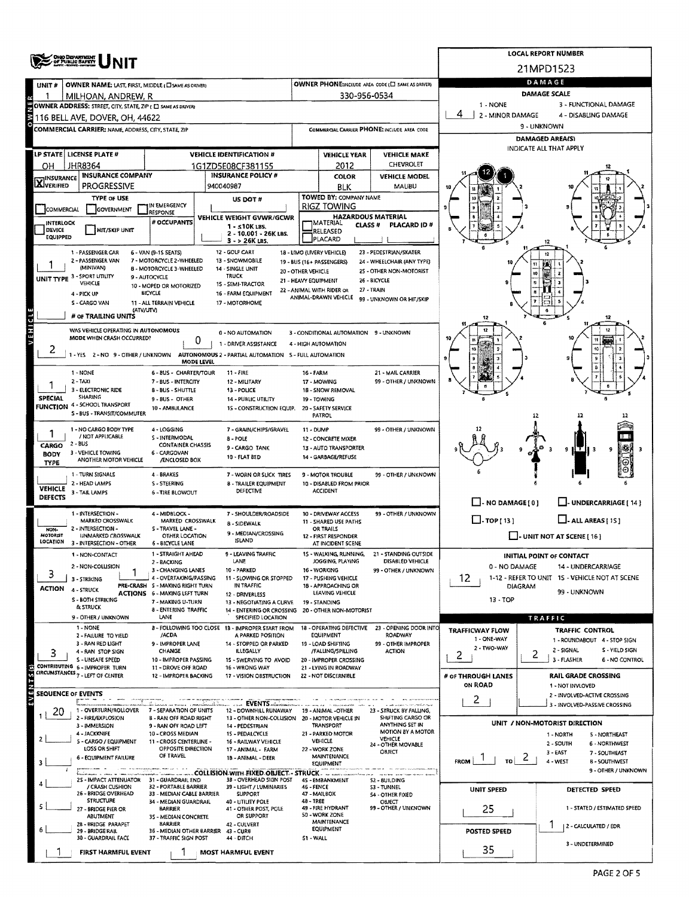# UNIT

**LOCAL REPORT NUMBER:** 21MPD1523

## OWNER

| UNIT # | OWNER NAME: LAST, FIRST, MIDDLE (☐ SAME AS DRIVER) | OWNER PHONE: INCLUDE AREA CODE (☐ SAME AS DRIVER) |
|---|---|---|
| 1 | MILHOAN, ANDREW, R | 330-956-0534 |

**OWNER ADDRESS:** STREET, CITY, STATE, ZIP (☐ SAME AS DRIVER): 116 BELL AVE, DOVER, OH, 44622

**COMMERCIAL CARRIER:** NAME, ADDRESS, CITY, STATE, ZIP

**COMMERCIAL CARRIER PHONE:** INCLUDE AREA CODE

## VEHICLE

| LP STATE | LICENSE PLATE # | VEHICLE IDENTIFICATION # | VEHICLE YEAR | VEHICLE MAKE |
|---|---|---|---|---|
| OH | JHR8364 | 1G1ZD5E08CF381155 | 2012 | CHEVROLET |

| INSURANCE VERIFIED | INSURANCE COMPANY | INSURANCE POLICY # | COLOR | VEHICLE MODEL |
|---|---|---|---|---|
| X | PROGRESSIVE | 940040987 | BLK | MALIBU |

**TYPE OF USE:** ☐ COMMERCIAL ☐ GOVERNMENT ☐ IN EMERGENCY RESPONSE

**US DOT #:**

**TOWED BY:** COMPANY NAME: RIGZ TOWING

☐ INTERLOCK DEVICE EQUIPPED ☐ HIT/SKIP UNIT

**# OCCUPANTS:**

**VEHICLE WEIGHT GVWR/GCWR:** 1 - ≤10K LBS. 2 - 10.001 - 26K LBS. 3 - > 26K LBS.

**HAZARDOUS MATERIAL:** ☐ MATERIAL RELEASED ☐ PLACARD — CLASS # — PLACARD ID #

**UNIT TYPE:** 1

1 - PASSENGER CAR, 2 - PASSENGER VAN (MINIVAN), 3 - SPORT UTILITY VEHICLE, 4 - PICK UP, 5 - CARGO VAN (ATV/UTV), 6 - VAN (9-15 SEATS), 7 - MOTORCYCLE 2-WHEELED, 8 - MOTORCYCLE 3-WHEELED, 9 - AUTOCYCLE, 10 - MOPED OR MOTORIZED BICYCLE, 11 - ALL TERRAIN VEHICLE, 12 - GOLF CART, 13 - SNOWMOBILE, 14 - SINGLE UNIT TRUCK, 15 - SEMI-TRACTOR, 16 - FARM EQUIPMENT, 17 - MOTORHOME, 18 - LIMO (LIVERY VEHICLE), 19 - BUS (16+ PASSENGERS), 20 - OTHER VEHICLE, 21 - HEAVY EQUIPMENT, 22 - ANIMAL WITH RIDER OR ANIMAL-DRAWN VEHICLE, 23 - PEDESTRIAN/SKATER, 24 - WHEELCHAIR (ANY TYPE), 25 - OTHER NON-MOTORIST, 26 - BICYCLE, 27 - TRAIN, 99 - UNKNOWN OR HIT/SKIP

**# OF TRAILING UNITS:**

**WAS VEHICLE OPERATING IN AUTONOMOUS MODE WHEN CRASH OCCURRED?** 2

1 - YES 2 - NO 9 - OTHER / UNKNOWN

**AUTONOMOUS MODE LEVEL:** 0

0 - NO AUTOMATION, 1 - DRIVER ASSISTANCE, 2 - PARTIAL AUTOMATION, 3 - CONDITIONAL AUTOMATION, 4 - HIGH AUTOMATION, 5 - FULL AUTOMATION, 9 - UNKNOWN

**SPECIAL FUNCTION:** 1

1 - NONE, 2 - TAXI, 3 - ELECTRONIC RIDE SHARING, 4 - SCHOOL TRANSPORT, 5 - BUS - TRANSIT/COMMUTER, 6 - BUS - CHARTER/TOUR, 7 - BUS - INTERCITY, 8 - BUS - SHUTTLE, 9 - BUS - OTHER, 10 - AMBULANCE, 11 - FIRE, 12 - MILITARY, 13 - POLICE, 14 - PUBLIC UTILITY, 15 - CONSTRUCTION EQUIP., 16 - FARM, 17 - MOWING, 18 - SNOW REMOVAL, 19 - TOWING, 20 - SAFETY SERVICE PATROL, 21 - MAIL CARRIER, 99 - OTHER / UNKNOWN

**CARGO BODY TYPE:** 1

1 - NO CARGO BODY TYPE / NOT APPLICABLE, 2 - BUS, 3 - VEHICLE TOWING ANOTHER MOTOR VEHICLE, 4 - LOGGING, 5 - INTERMODAL CONTAINER CHASSIS, 6 - CARGOVAN /ENCLOSED BOX, 7 - GRAIN/CHIPS/GRAVEL, 8 - POLE, 9 - CARGO TANK, 10 - FLAT BED, 11 - DUMP, 12 - CONCRETE MIXER, 13 - AUTO TRANSPORTER, 14 - GARBAGE/REFUSE, 99 - OTHER / UNKNOWN

**VEHICLE DEFECTS:**

1 - TURN SIGNALS, 2 - HEAD LAMPS, 3 - TAIL LAMPS, 4 - BRAKES, 5 - STEERING, 6 - TIRE BLOWOUT, 7 - WORN OR SLICK TIRES, 8 - TRAILER EQUIPMENT DEFECTIVE, 9 - MOTOR TROUBLE, 10 - DISABLED FROM PRIOR ACCIDENT, 99 - OTHER / UNKNOWN

**NON-MOTORIST LOCATION:**

1 - INTERSECTION - MARKED CROSSWALK, 2 - INTERSECTION - UNMARKED CROSSWALK, 3 - INTERSECTION - OTHER, 4 - MIDBLOCK - MARKED CROSSWALK, 5 - TRAVEL LANE - OTHER LOCATION, 6 - BICYCLE LANE, 7 - SHOULDER/ROADSIDE, 8 - SIDEWALK, 9 - MEDIAN/CROSSING ISLAND, 10 - DRIVEWAY ACCESS, 11 - SHARED USE PATHS OR TRAILS, 12 - FIRST RESPONDER AT INCIDENT SCENE, 99 - OTHER / UNKNOWN

**ACTION:** 3

1 - NON-CONTACT, 2 - NON-COLLISION, 3 - STRIKING, 4 - STRUCK, 5 - BOTH STRIKING & STRUCK, 9 - OTHER / UNKNOWN

**PRE-CRASH ACTIONS:** 1

1 - STRAIGHT AHEAD, 2 - BACKING, 3 - CHANGING LANES, 4 - OVERTAKING/PASSING, 5 - MAKING RIGHT TURN, 6 - MAKING LEFT TURN, 7 - MAKING U-TURN, 8 - ENTERING TRAFFIC LANE, 9 - LEAVING TRAFFIC LANE, 10 - PARKED, 11 - SLOWING OR STOPPED IN TRAFFIC, 12 - DRIVERLESS, 13 - NEGOTIATING A CURVE, 14 - ENTERING OR CROSSING SPECIFIED LOCATION, 15 - WALKING, RUNNING, JOGGING, PLAYING, 16 - WORKING, 17 - PUSHING VEHICLE, 18 - APPROACHING OR LEAVING VEHICLE, 19 - STANDING, 20 - OTHER NON-MOTORIST, 21 - STANDING OUTSIDE DISABLED VEHICLE, 99 - OTHER / UNKNOWN

**CONTRIBUTING CIRCUMSTANCES:** 3

1 - NONE, 2 - FAILURE TO YIELD, 3 - RAN RED LIGHT, 4 - RAN STOP SIGN, 5 - UNSAFE SPEED, 6 - IMPROPER TURN, 7 - LEFT OF CENTER, 8 - FOLLOWING TOO CLOSE /ACDA, 9 - IMPROPER LANE CHANGE, 10 - IMPROPER PASSING, 11 - DROVE OFF ROAD, 12 - IMPROPER BACKING, 13 - IMPROPER START FROM A PARKED POSITION, 14 - STOPPED OR PARKED ILLEGALLY, 15 - SWERVING TO AVOID, 16 - WRONG WAY, 17 - VISION OBSTRUCTION, 18 - OPERATING DEFECTIVE EQUIPMENT, 19 - LOAD SHIFTING /FALLING/SPILLING, 20 - IMPROPER CROSSING, 21 - LYING IN ROADWAY, 22 - NOT DISCERNIBLE, 23 - OPENING DOOR INTO ROADWAY, 99 - OTHER IMPROPER ACTION

## EVENTS

**SEQUENCE OF EVENTS:** 1: 20; 2: ; 3: ; 4: ; 5: ; 6:

1 - OVERTURN/ROLLOVER, 2 - FIRE/EXPLOSION, 3 - IMMERSION, 4 - JACKKNIFE, 5 - CARGO / EQUIPMENT LOSS OR SHIFT, 6 - EQUIPMENT FAILURE, 7 - SEPARATION OF UNITS, 8 - RAN OFF ROAD RIGHT, 9 - RAN OFF ROAD LEFT, 10 - CROSS MEDIAN, 11 - CROSS CENTERLINE - OPPOSITE DIRECTION OF TRAVEL, 12 - DOWNHILL RUNAWAY, 13 - OTHER NON-COLLISION, 14 - PEDESTRIAN, 15 - PEDALCYCLE, 16 - RAILWAY VEHICLE, 17 - ANIMAL - FARM, 18 - ANIMAL - DEER, 19 - ANIMAL -OTHER, 20 - MOTOR VEHICLE IN TRANSPORT, 21 - PARKED MOTOR VEHICLE, 22 - WORK ZONE MAINTENANCE EQUIPMENT, 23 - STRUCK BY FALLING, SHIFTING CARGO OR ANYTHING SET IN MOTION BY A MOTOR VEHICLE, 24 - OTHER MOVABLE OBJECT

**COLLISION WITH FIXED OBJECT - STRUCK:**

25 - IMPACT ATTENUATOR / CRASH CUSHION, 26 - BRIDGE OVERHEAD STRUCTURE, 27 - BRIDGE PIER OR ABUTMENT, 28 - BRIDGE PARAPET, 29 - BRIDGE RAIL, 30 - GUARDRAIL FACE, 31 - GUARDRAIL END, 32 - PORTABLE BARRIER, 33 - MEDIAN CABLE BARRIER, 34 - MEDIAN GUARDRAIL BARRIER, 35 - MEDIAN CONCRETE BARRIER, 36 - MEDIAN OTHER BARRIER, 37 - TRAFFIC SIGN POST, 38 - OVERHEAD SIGN POST, 39 - LIGHT / LUMINARIES SUPPORT, 40 - UTILITY POLE, 41 - OTHER POST, POLE OR SUPPORT, 42 - CULVERT, 43 - CURB, 44 - DITCH, 45 - EMBANKMENT, 46 - FENCE, 47 - MAILBOX, 48 - TREE, 49 - FIRE HYDRANT, 50 - WORK ZONE MAINTENANCE EQUIPMENT, 51 - WALL, 52 - BUILDING, 53 - TUNNEL, 54 - OTHER FIXED OBJECT, 99 - OTHER / UNKNOWN

**FIRST HARMFUL EVENT:** 1 **MOST HARMFUL EVENT:** 1

## DAMAGE

**DAMAGE SCALE:** 4

1 - NONE, 2 - MINOR DAMAGE, 3 - FUNCTIONAL DAMAGE, 4 - DISABLING DAMAGE, 9 - UNKNOWN

**DAMAGED AREA(S):** INDICATE ALL THAT APPLY — 12, 1

☐ NO DAMAGE [0] ☐ UNDERCARRIAGE [14] ☐ TOP [13] ☐ ALL AREAS [15] ☐ UNIT NOT AT SCENE [16]

**INITIAL POINT OF CONTACT:** 12

0 - NO DAMAGE, 1-12 - REFER TO UNIT DIAGRAM, 13 - TOP, 14 - UNDERCARRIAGE, 15 - VEHICLE NOT AT SCENE, 99 - UNKNOWN

## TRAFFIC

**TRAFFICWAY FLOW:** 2 (1 - ONE-WAY, 2 - TWO-WAY)

**TRAFFIC CONTROL:** 2 (1 - ROUNDABOUT, 2 - SIGNAL, 3 - FLASHER, 4 - STOP SIGN, 5 - YIELD SIGN, 6 - NO CONTROL)

**# OF THROUGH LANES ON ROAD:** 2

**RAIL GRADE CROSSING:** 1 - NOT INVOLVED, 2 - INVOLVED-ACTIVE CROSSING, 3 - INVOLVED-PASSIVE CROSSING

**UNIT / NON-MOTORIST DIRECTION:** FROM 1 TO 2

1 - NORTH, 2 - SOUTH, 3 - EAST, 4 - WEST, 5 - NORTHEAST, 6 - NORTHWEST, 7 - SOUTHEAST, 8 - SOUTHWEST, 9 - OTHER / UNKNOWN

**UNIT SPEED:** 25

**DETECTED SPEED:** 1 (1 - STATED / ESTIMATED SPEED, 2 - CALCULATED / EDR, 3 - UNDETERMINED)

**POSTED SPEED:** 35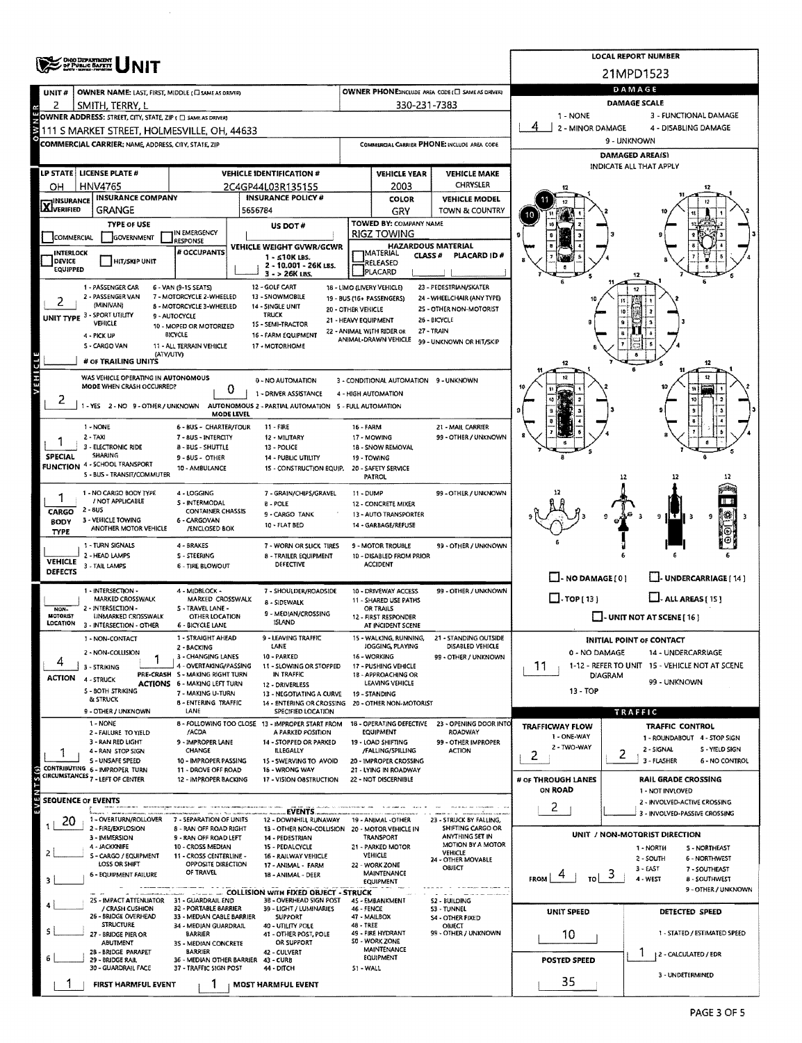# UNIT

**LOCAL REPORT NUMBER:** 21MPD1523

| Field | Value |
|---|---|
| UNIT # | 2 |
| OWNER NAME: LAST, FIRST, MIDDLE | SMITH, TERRY, L |
| OWNER PHONE | 330-231-7383 |
| OWNER ADDRESS: STREET, CITY, STATE, ZIP | 111 S MARKET STREET, HOLMESVILLE, OH, 44633 |
| COMMERCIAL CARRIER: NAME, ADDRESS, CITY, STATE, ZIP | |
| COMMERCIAL CARRIER PHONE | |
| LP STATE | OH |
| LICENSE PLATE # | HNV4765 |
| VEHICLE IDENTIFICATION # | 2C4GP44L03R135155 |
| VEHICLE YEAR | 2003 |
| VEHICLE MAKE | CHRYSLER |
| INSURANCE | VERIFIED |
| INSURANCE COMPANY | GRANGE |
| INSURANCE POLICY # | 5656784 |
| COLOR | GRY |
| VEHICLE MODEL | TOWN & COUNTRY |
| TOWED BY: COMPANY NAME | RIGZ TOWING |
| TYPE OF USE | |
| US DOT # | |
| VEHICLE WEIGHT GVWR/GCWR | 1 - ≤10K LBS. / 2 - 10.001 - 26K LBS. / 3 - > 26K LBS. |
| HAZARDOUS MATERIAL | |
| # OCCUPANTS | |
| UNIT TYPE | 2 |
| # OF TRAILING UNITS | |
| WAS VEHICLE OPERATING IN AUTONOMOUS MODE WHEN CRASH OCCURRED? | 2 |
| MODE LEVEL | 0 |
| SPECIAL FUNCTION | 1 |
| CARGO BODY TYPE | 1 |
| VEHICLE DEFECTS | |
| NON-MOTORIST LOCATION | |
| ACTION | 4 |
| PRE-CRASH ACTIONS | 1 |
| CONTRIBUTING CIRCUMSTANCES | 1 |

**UNIT TYPE:** 1 - PASSENGER CAR; 2 - PASSENGER VAN (MINIVAN); 3 - SPORT UTILITY VEHICLE; 4 - PICK UP; 5 - CARGO VAN; 6 - VAN (9-15 SEATS); 7 - MOTORCYCLE 2-WHEELED; 8 - MOTORCYCLE 3-WHEELED; 9 - AUTOCYCLE; 10 - MOPED OR MOTORIZED BICYCLE; 11 - ALL TERRAIN VEHICLE (ATV/UTV); 12 - GOLF CART; 13 - SNOWMOBILE; 14 - SINGLE UNIT TRUCK; 15 - SEMI-TRACTOR; 16 - FARM EQUIPMENT; 17 - MOTORHOME; 18 - LIMO (LIVERY VEHICLE); 19 - BUS (16+ PASSENGERS); 20 - OTHER VEHICLE; 21 - HEAVY EQUIPMENT; 22 - ANIMAL WITH RIDER OR ANIMAL-DRAWN VEHICLE; 23 - PEDESTRIAN/SKATER; 24 - WHEELCHAIR (ANY TYPE); 25 - OTHER NON-MOTORIST; 26 - BICYCLE; 27 - TRAIN; 99 - UNKNOWN OR HIT/SKIP

**AUTONOMOUS:** 1 - YES 2 - NO 9 - OTHER / UNKNOWN. MODE LEVEL: 0 - NO AUTOMATION; 1 - DRIVER ASSISTANCE; 2 - PARTIAL AUTOMATION; 3 - CONDITIONAL AUTOMATION; 4 - HIGH AUTOMATION; 5 - FULL AUTOMATION; 9 - UNKNOWN

**SPECIAL FUNCTION:** 1 - NONE; 2 - TAXI; 3 - ELECTRONIC RIDE SHARING; 4 - SCHOOL TRANSPORT; 5 - BUS - TRANSIT/COMMUTER; 6 - BUS - CHARTER/TOUR; 7 - BUS - INTERCITY; 8 - BUS - SHUTTLE; 9 - BUS - OTHER; 10 - AMBULANCE; 11 - FIRE; 12 - MILITARY; 13 - POLICE; 14 - PUBLIC UTILITY; 15 - CONSTRUCTION EQUIP.; 16 - FARM; 17 - MOWING; 18 - SNOW REMOVAL; 19 - TOWING; 20 - SAFETY SERVICE PATROL; 21 - MAIL CARRIER; 99 - OTHER / UNKNOWN

**CARGO BODY TYPE:** 1 - NO CARGO BODY TYPE / NOT APPLICABLE; 2 - BUS; 3 - VEHICLE TOWING ANOTHER MOTOR VEHICLE; 4 - LOGGING; 5 - INTERMODAL CONTAINER CHASSIS; 6 - CARGOVAN /ENCLOSED BOX; 7 - GRAIN/CHIPS/GRAVEL; 8 - POLE; 9 - CARGO TANK; 10 - FLAT BED; 11 - DUMP; 12 - CONCRETE MIXER; 13 - AUTO TRANSPORTER; 14 - GARBAGE/REFUSE; 99 - OTHER / UNKNOWN

**VEHICLE DEFECTS:** 1 - TURN SIGNALS; 2 - HEAD LAMPS; 3 - TAIL LAMPS; 4 - BRAKES; 5 - STEERING; 6 - TIRE BLOWOUT; 7 - WORN OR SLICK TIRES; 8 - TRAILER EQUIPMENT DEFECTIVE; 9 - MOTOR TROUBLE; 10 - DISABLED FROM PRIOR ACCIDENT; 99 - OTHER / UNKNOWN

**NON-MOTORIST LOCATION:** 1 - INTERSECTION - MARKED CROSSWALK; 2 - INTERSECTION - UNMARKED CROSSWALK; 3 - INTERSECTION - OTHER; 4 - MIDBLOCK - MARKED CROSSWALK; 5 - TRAVEL LANE - OTHER LOCATION; 6 - BICYCLE LANE; 7 - SHOULDER/ROADSIDE; 8 - SIDEWALK; 9 - MEDIAN/CROSSING ISLAND; 10 - DRIVEWAY ACCESS; 11 - SHARED USE PATHS OR TRAILS; 12 - FIRST RESPONDER AT INCIDENT SCENE; 99 - OTHER / UNKNOWN

**ACTION:** 1 - NON-CONTACT; 2 - NON-COLLISION; 3 - STRIKING; 4 - STRUCK; 5 - BOTH STRIKING & STRUCK; 9 - OTHER / UNKNOWN

**PRE-CRASH ACTIONS:** 1 - STRAIGHT AHEAD; 2 - BACKING; 3 - CHANGING LANES; 4 - OVERTAKING/PASSING; 5 - MAKING RIGHT TURN; 6 - MAKING LEFT TURN; 7 - MAKING U-TURN; 8 - ENTERING TRAFFIC LANE; 9 - LEAVING TRAFFIC LANE; 10 - PARKED; 11 - SLOWING OR STOPPED IN TRAFFIC; 12 - DRIVERLESS; 13 - NEGOTIATING A CURVE; 14 - ENTERING OR CROSSING SPECIFIED LOCATION; 15 - WALKING, RUNNING, JOGGING, PLAYING; 16 - WORKING; 17 - PUSHING VEHICLE; 18 - APPROACHING OR LEAVING VEHICLE; 19 - STANDING; 20 - OTHER NON-MOTORIST; 21 - STANDING OUTSIDE DISABLED VEHICLE; 99 - OTHER / UNKNOWN

**CONTRIBUTING CIRCUMSTANCES:** 1 - NONE; 2 - FAILURE TO YIELD; 3 - RAN RED LIGHT; 4 - RAN STOP SIGN; 5 - UNSAFE SPEED; 6 - IMPROPER TURN; 7 - LEFT OF CENTER; 8 - FOLLOWING TOO CLOSE /ACDA; 9 - IMPROPER LANE CHANGE; 10 - IMPROPER PASSING; 11 - DROVE OFF ROAD; 12 - IMPROPER BACKING; 13 - IMPROPER START FROM A PARKED POSITION; 14 - STOPPED OR PARKED ILLEGALLY; 15 - SWERVING TO AVOID; 16 - WRONG WAY; 17 - VISION OBSTRUCTION; 18 - OPERATING DEFECTIVE EQUIPMENT; 19 - LOAD SHIFTING /FALLING/SPILLING; 20 - IMPROPER CROSSING; 21 - LYING IN ROADWAY; 22 - NOT DISCERNIBLE; 23 - OPENING DOOR INTO ROADWAY; 99 - OTHER IMPROPER ACTION

## SEQUENCE OF EVENTS

| # | Event |
|---|---|
| 1 | 20 |
| 2 | |
| 3 | |
| 4 | |
| 5 | |
| 6 | |

**EVENTS:** 1 - OVERTURN/ROLLOVER; 2 - FIRE/EXPLOSION; 3 - IMMERSION; 4 - JACKKNIFE; 5 - CARGO / EQUIPMENT LOSS OR SHIFT; 6 - EQUIPMENT FAILURE; 7 - SEPARATION OF UNITS; 8 - RAN OFF ROAD RIGHT; 9 - RAN OFF ROAD LEFT; 10 - CROSS MEDIAN; 11 - CROSS CENTERLINE - OPPOSITE DIRECTION OF TRAVEL; 12 - DOWNHILL RUNAWAY; 13 - OTHER NON-COLLISION; 14 - PEDESTRIAN; 15 - PEDALCYCLE; 16 - RAILWAY VEHICLE; 17 - ANIMAL - FARM; 18 - ANIMAL - DEER; 19 - ANIMAL -OTHER; 20 - MOTOR VEHICLE IN TRANSPORT; 21 - PARKED MOTOR VEHICLE; 22 - WORK ZONE MAINTENANCE EQUIPMENT; 23 - STRUCK BY FALLING, SHIFTING CARGO OR ANYTHING SET IN MOTION BY A MOTOR VEHICLE; 24 - OTHER MOVABLE OBJECT

**COLLISION WITH FIXED OBJECT - STRUCK:** 25 - IMPACT ATTENUATOR / CRASH CUSHION; 26 - BRIDGE OVERHEAD STRUCTURE; 27 - BRIDGE PIER OR ABUTMENT; 28 - BRIDGE PARAPET; 29 - BRIDGE RAIL; 30 - GUARDRAIL FACE; 31 - GUARDRAIL END; 32 - PORTABLE BARRIER; 33 - MEDIAN CABLE BARRIER; 34 - MEDIAN GUARDRAIL BARRIER; 35 - MEDIAN CONCRETE BARRIER; 36 - MEDIAN OTHER BARRIER; 37 - TRAFFIC SIGN POST; 38 - OVERHEAD SIGN POST; 39 - LIGHT / LUMINARIES SUPPORT; 40 - UTILITY POLE; 41 - OTHER POST, POLE OR SUPPORT; 42 - CULVERT; 43 - CURB; 44 - DITCH; 45 - EMBANKMENT; 46 - FENCE; 47 - MAILBOX; 48 - TREE; 49 - FIRE HYDRANT; 50 - WORK ZONE MAINTENANCE EQUIPMENT; 51 - WALL; 52 - BUILDING; 53 - TUNNEL; 54 - OTHER FIXED OBJECT; 99 - OTHER / UNKNOWN

**FIRST HARMFUL EVENT:** 1  **MOST HARMFUL EVENT:** 1

## DAMAGE

**DAMAGE SCALE:** 4 (1 - NONE; 2 - MINOR DAMAGE; 3 - FUNCTIONAL DAMAGE; 4 - DISABLING DAMAGE; 9 - UNKNOWN)

**DAMAGED AREA(S)** — INDICATE ALL THAT APPLY: 10, 11

- NO DAMAGE [ 0 ]
- UNDERCARRIAGE [ 14 ]
- TOP [ 13 ]
- ALL AREAS [ 15 ]
- UNIT NOT AT SCENE [ 16 ]

**INITIAL POINT OF CONTACT:** 11 (0 - NO DAMAGE; 1-12 - REFER TO UNIT DIAGRAM; 13 - TOP; 14 - UNDERCARRIAGE; 15 - VEHICLE NOT AT SCENE; 99 - UNKNOWN)

## TRAFFIC

| Field | Value |
|---|---|
| TRAFFICWAY FLOW (1 - ONE-WAY; 2 - TWO-WAY) | 2 |
| TRAFFIC CONTROL (1 - ROUNDABOUT; 2 - SIGNAL; 3 - FLASHER; 4 - STOP SIGN; 5 - YIELD SIGN; 6 - NO CONTROL) | 2 |
| # OF THROUGH LANES ON ROAD | 2 |
| RAIL GRADE CROSSING (1 - NOT INVLOVED; 2 - INVOLVED-ACTIVE CROSSING; 3 - INVOLVED-PASSIVE CROSSING) | |

**UNIT / NON-MOTORIST DIRECTION:** FROM 4 TO 3 (1 - NORTH; 2 - SOUTH; 3 - EAST; 4 - WEST; 5 - NORTHEAST; 6 - NORTHWEST; 7 - SOUTHEAST; 8 - SOUTHWEST; 9 - OTHER / UNKNOWN)

| Field | Value |
|---|---|
| UNIT SPEED | 10 |
| POSTED SPEED | 35 |
| DETECTED SPEED (1 - STATED / ESTIMATED SPEED; 2 - CALCULATED / EDR; 3 - UNDETERMINED) | 1 |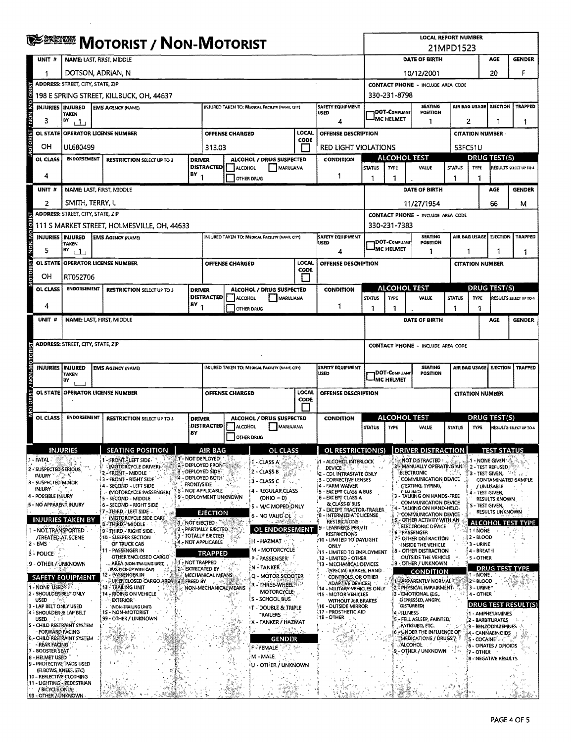# MOTORIST / NON-MOTORIST

**LOCAL REPORT NUMBER:** 21MPD1523

## Unit 1

| UNIT # | NAME: LAST, FIRST, MIDDLE | DATE OF BIRTH | AGE | GENDER |
|---|---|---|---|---|
| 1 | DOTSON, ADRIAN, N | 10/12/2001 | 20 | F |

| ADDRESS: STREET, CITY, STATE, ZIP | CONTACT PHONE - INCLUDE AREA CODE |
|---|---|
| 198 E SPRING STREET, KILLBUCK, OH, 44637 | 330-231-8798 |

| INJURIES | INJURED TAKEN BY | EMS AGENCY (NAME) | INJURED TAKEN TO: MEDICAL FACILITY (NAME, CITY) | SAFETY EQUIPMENT USED | DOT-COMPLIANT MC HELMET | SEATING POSITION | AIR BAG USAGE | EJECTION | TRAPPED |
|---|---|---|---|---|---|---|---|---|---|
| 3 | 1 | | | 4 | | 1 | 2 | 1 | 1 |

| OL STATE | OPERATOR LICENSE NUMBER | OFFENSE CHARGED | LOCAL CODE | OFFENSE DESCRIPTION | CITATION NUMBER |
|---|---|---|---|---|---|
| OH | UL680499 | 313.03 | | RED LIGHT VIOLATIONS | 53FC51U |

| OL CLASS | ENDORSEMENT | RESTRICTION SELECT UP TO 3 | DRIVER DISTRACTED BY | ALCOHOL / DRUG SUSPECTED | CONDITION | ALCOHOL TEST STATUS | ALCOHOL TEST TYPE | ALCOHOL TEST VALUE | DRUG TEST STATUS | DRUG TEST TYPE | DRUG TEST RESULTS SELECT UP TO 4 |
|---|---|---|---|---|---|---|---|---|---|---|---|
| 4 | | | 1 | | 1 | 1 | 1 | . | 1 | 1 | |

## Unit 2

| UNIT # | NAME: LAST, FIRST, MIDDLE | DATE OF BIRTH | AGE | GENDER |
|---|---|---|---|---|
| 2 | SMITH, TERRY, L | 11/27/1954 | 66 | M |

| ADDRESS: STREET, CITY, STATE, ZIP | CONTACT PHONE - INCLUDE AREA CODE |
|---|---|
| 111 S MARKET STREET, HOLMESVILLE, OH, 44633 | 330-231-7383 |

| INJURIES | INJURED TAKEN BY | EMS AGENCY (NAME) | INJURED TAKEN TO: MEDICAL FACILITY (NAME, CITY) | SAFETY EQUIPMENT USED | DOT-COMPLIANT MC HELMET | SEATING POSITION | AIR BAG USAGE | EJECTION | TRAPPED |
|---|---|---|---|---|---|---|---|---|---|
| 5 | 1 | | | 4 | | 1 | 1 | 1 | 1 |

| OL STATE | OPERATOR LICENSE NUMBER | OFFENSE CHARGED | LOCAL CODE | OFFENSE DESCRIPTION | CITATION NUMBER |
|---|---|---|---|---|---|
| OH | RT052706 | | | | |

| OL CLASS | ENDORSEMENT | RESTRICTION SELECT UP TO 3 | DRIVER DISTRACTED BY | ALCOHOL / DRUG SUSPECTED | CONDITION | ALCOHOL TEST STATUS | ALCOHOL TEST TYPE | ALCOHOL TEST VALUE | DRUG TEST STATUS | DRUG TEST TYPE | DRUG TEST RESULTS SELECT UP TO 4 |
|---|---|---|---|---|---|---|---|---|---|---|---|
| 4 | | | 1 | | 1 | 1 | 1 | . | 1 | 1 | |

## Unit (blank)

| UNIT # | NAME: LAST, FIRST, MIDDLE | DATE OF BIRTH | AGE | GENDER |
|---|---|---|---|---|
| | | | | |

| ADDRESS: STREET, CITY, STATE, ZIP | CONTACT PHONE - INCLUDE AREA CODE |
|---|---|
| | |

| INJURIES | INJURED TAKEN BY | EMS AGENCY (NAME) | INJURED TAKEN TO: MEDICAL FACILITY (NAME, CITY) | SAFETY EQUIPMENT USED | DOT-COMPLIANT MC HELMET | SEATING POSITION | AIR BAG USAGE | EJECTION | TRAPPED |
|---|---|---|---|---|---|---|---|---|---|
| | | | | | | | | | |

| OL STATE | OPERATOR LICENSE NUMBER | OFFENSE CHARGED | LOCAL CODE | OFFENSE DESCRIPTION | CITATION NUMBER |
|---|---|---|---|---|---|
| | | | | | |

| OL CLASS | ENDORSEMENT | RESTRICTION SELECT UP TO 3 | DRIVER DISTRACTED BY | ALCOHOL / DRUG SUSPECTED | CONDITION | ALCOHOL TEST STATUS | ALCOHOL TEST TYPE | ALCOHOL TEST VALUE | DRUG TEST STATUS | DRUG TEST TYPE | DRUG TEST RESULTS SELECT UP TO 4 |
|---|---|---|---|---|---|---|---|---|---|---|---|
| | | | | | | | | . | | | |

## Codes

**INJURIES**
1 - FATAL
2 - SUSPECTED SERIOUS INJURY
3 - SUSPECTED MINOR INJURY
4 - POSSIBLE INJURY
5 - NO APPARENT INJURY

**INJURIES TAKEN BY**
1 - NOT TRANSPORTED /TREATED AT SCENE
2 - EMS
3 - POLICE
9 - OTHER / UNKNOWN

**SAFETY EQUIPMENT**
1 - NONE USED
2 - SHOULDER BELT ONLY USED
3 - LAP BELT ONLY USED
4 - SHOULDER & LAP BELT USED
5 - CHILD RESTRAINT SYSTEM - FORWARD FACING
6 - CHILD RESTRAINT SYSTEM - REAR FACING
7 - BOOSTER SEAT
8 - HELMET USED
9 - PROTECTIVE PADS USED (ELBOWS, KNEES, ETC)
10 - REFLECTIVE CLOTHING
11 - LIGHTING - PEDESTRIAN / BICYCLE ONLY
99 - OTHER / UNKNOWN

**SEATING POSITION**
1 - FRONT - LEFT SIDE (MOTORCYCLE DRIVER)
2 - FRONT - MIDDLE
3 - FRONT - RIGHT SIDE
4 - SECOND - LEFT SIDE (MOTORCYCLE PASSENGER)
5 - SECOND - MIDDLE
6 - SECOND - RIGHT SIDE
7 - THIRD - LEFT SIDE (MOTORCYCLE SIDE CAR)
8 - THIRD - MIDDLE
9 - THIRD - RIGHT SIDE
10 - SLEEPER SECTION OF TRUCK CAB
11 - PASSENGER IN OTHER ENCLOSED CARGO AREA (NON-TRAILING UNIT, BUS, PICK-UP WITH CAP)
12 - PASSENGER IN UNENCLOSED CARGO AREA
13 - TRAILING UNIT
14 - RIDING ON VEHICLE EXTERIOR (NON-TRAILING UNIT)
15 - NON-MOTORIST
99 - OTHER / UNKNOWN

**AIR BAG**
1 - NOT DEPLOYED
2 - DEPLOYED FRONT
3 - DEPLOYED SIDE
4 - DEPLOYED BOTH FRONT/SIDE
5 - NOT APPLICABLE
9 - DEPLOYMENT UNKNOWN

**EJECTION**
1 - NOT EJECTED
2 - PARTIALLY EJECTED
3 - TOTALLY EJECTED
4 - NOT APPLICABLE

**TRAPPED**
1 - NOT TRAPPED
2 - EXTRICATED BY MECHANICAL MEANS
3 - FREED BY NON-MECHANICAL MEANS

**OL CLASS**
1 - CLASS A
2 - CLASS B
3 - CLASS C
4 - REGULAR CLASS (OHIO = D)
5 - M/C MOPED ONLY
6 - NO VALID OL

**OL ENDORSEMENT**
H - HAZMAT
M - MOTORCYCLE
P - PASSENGER
N - TANKER
Q - MOTOR SCOOTER
R - THREE-WHEEL MOTORCYCLE
S - SCHOOL BUS
T - DOUBLE & TRIPLE TRAILERS
X - TANKER / HAZMAT

**GENDER**
F - FEMALE
M - MALE
U - OTHER / UNKNOWN

**OL RESTRICTION(S)**
1 - ALCOHOL INTERLOCK DEVICE
2 - CDL INTRASTATE ONLY
3 - CORRECTIVE LENSES
4 - FARM WAIVER
5 - EXCEPT CLASS A BUS
6 - EXCEPT CLASS A & CLASS B BUS
7 - EXCEPT TRACTOR-TRAILER
8 - INTERMEDIATE LICENSE RESTRICTIONS
9 - LEARNER'S PERMIT RESTRICTIONS
10 - LIMITED TO DAYLIGHT ONLY
11 - LIMITED TO EMPLOYMENT
12 - LIMITED - OTHER
13 - MECHANICAL DEVICES (SPECIAL BRAKES, HAND CONTROLS, OR OTHER ADAPTIVE DEVICES)
14 - MILITARY VEHICLES ONLY
15 - MOTOR VEHICLES WITHOUT AIR BRAKES
16 - OUTSIDE MIRROR
17 - PROSTHETIC AID
18 - OTHER

**DRIVER DISTRACTION**
1 - NOT DISTRACTED
2 - MANUALLY OPERATING AN ELECTRONIC COMMUNICATION DEVICE (TEXTING, TYPING, DIALING)
3 - TALKING ON HANDS-FREE COMMUNICATION DEVICE
4 - TALKING ON HAND-HELD COMMUNICATION DEVICE
5 - OTHER ACTIVITY WITH AN ELECTRONIC DEVICE
6 - PASSENGER
7 - OTHER DISTRACTION INSIDE THE VEHICLE
8 - OTHER DISTRACTION OUTSIDE THE VEHICLE
9 - OTHER / UNKNOWN

**CONDITION**
1 - APPARENTLY NORMAL
2 - PHYSICAL IMPAIRMENT
3 - EMOTIONAL (E.G., DEPRESSED, ANGRY, DISTURBED)
4 - ILLNESS
5 - FELL ASLEEP, FAINTED, FATIGUED, ETC.
6 - UNDER THE INFLUENCE OF MEDICATIONS / DRUGS / ALCOHOL
9 - OTHER / UNKNOWN

**TEST STATUS**
1 - NONE GIVEN
2 - TEST REFUSED
3 - TEST GIVEN, CONTAMINATED SAMPLE / UNUSABLE
4 - TEST GIVEN, RESULTS KNOWN
5 - TEST GIVEN, RESULTS UNKNOWN

**ALCOHOL TEST TYPE**
1 - NONE
2 - BLOOD
3 - URINE
4 - BREATH
5 - OTHER

**DRUG TEST TYPE**
1 - NONE
2 - BLOOD
3 - URINE
4 - OTHER

**DRUG TEST RESULT(S)**
1 - AMPHETAMINES
2 - BARBITURATES
3 - BENZODIAZEPINES
4 - CANNABINOIDS
5 - COCAINE
6 - OPIATES / OPIOIDS
7 - OTHER
8 - NEGATIVE RESULTS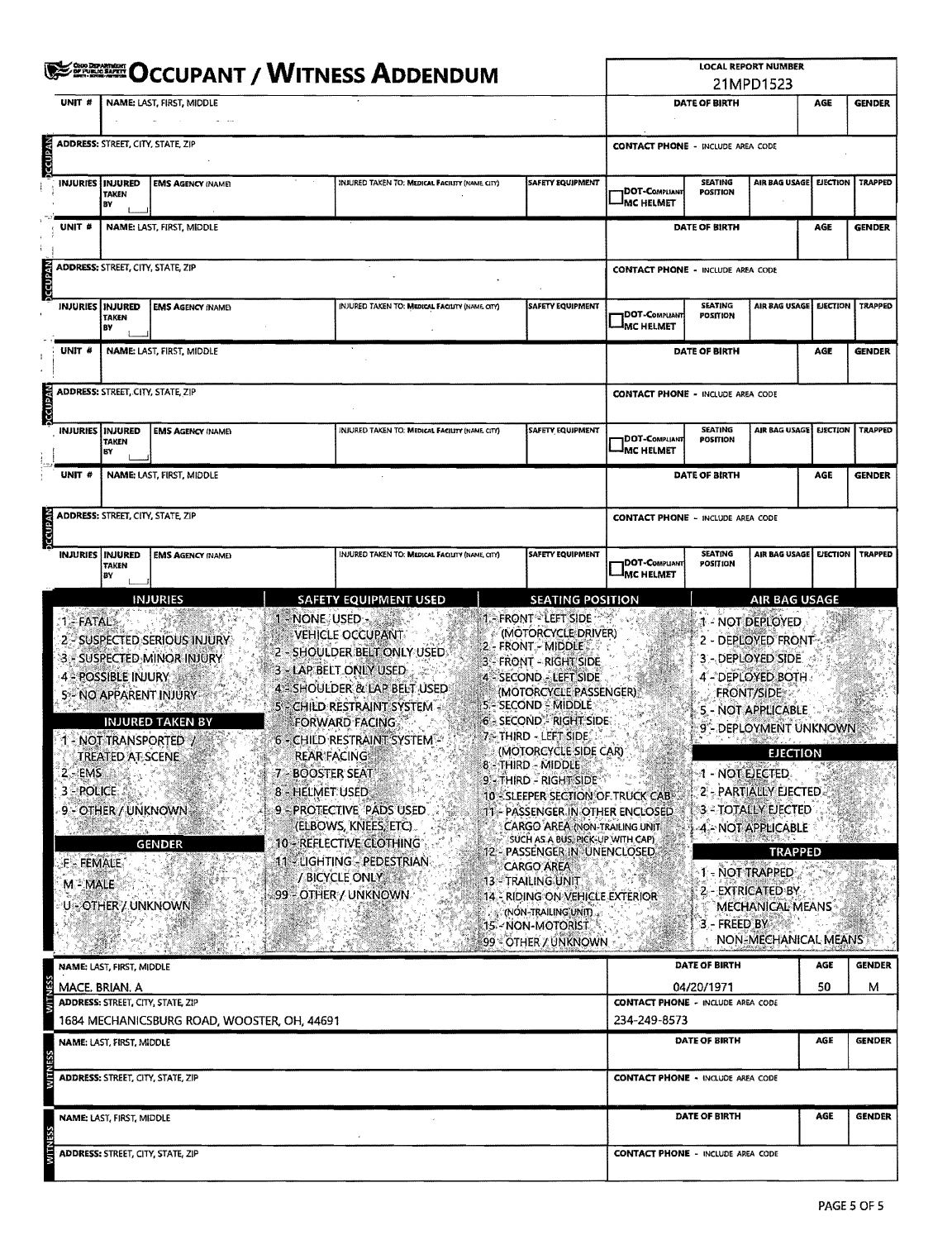# OHIO DEPARTMENT OF PUBLIC SAFETY — OCCUPANT / WITNESS ADDENDUM

**LOCAL REPORT NUMBER:** 21MPD1523

## OCCUPANT

| UNIT # | NAME: LAST, FIRST, MIDDLE | DATE OF BIRTH | AGE | GENDER |
|---|---|---|---|---|
| | | | | |

| ADDRESS: STREET, CITY, STATE, ZIP | CONTACT PHONE - INCLUDE AREA CODE |
|---|---|
| | |

| INJURIES | INJURED TAKEN BY | EMS AGENCY (NAME) | INJURED TAKEN TO: MEDICAL FACILITY (NAME, CITY) | SAFETY EQUIPMENT | DOT-COMPLIANT MC HELMET | SEATING POSITION | AIR BAG USAGE | EJECTION | TRAPPED |
|---|---|---|---|---|---|---|---|---|---|
| | | | | | | | | | |

## OCCUPANT

| UNIT # | NAME: LAST, FIRST, MIDDLE | DATE OF BIRTH | AGE | GENDER |
|---|---|---|---|---|
| | | | | |

| ADDRESS: STREET, CITY, STATE, ZIP | CONTACT PHONE - INCLUDE AREA CODE |
|---|---|
| | |

| INJURIES | INJURED TAKEN BY | EMS AGENCY (NAME) | INJURED TAKEN TO: MEDICAL FACILITY (NAME, CITY) | SAFETY EQUIPMENT | DOT-COMPLIANT MC HELMET | SEATING POSITION | AIR BAG USAGE | EJECTION | TRAPPED |
|---|---|---|---|---|---|---|---|---|---|
| | | | | | | | | | |

## OCCUPANT

| UNIT # | NAME: LAST, FIRST, MIDDLE | DATE OF BIRTH | AGE | GENDER |
|---|---|---|---|---|
| | | | | |

| ADDRESS: STREET, CITY, STATE, ZIP | CONTACT PHONE - INCLUDE AREA CODE |
|---|---|
| | |

| INJURIES | INJURED TAKEN BY | EMS AGENCY (NAME) | INJURED TAKEN TO: MEDICAL FACILITY (NAME, CITY) | SAFETY EQUIPMENT | DOT-COMPLIANT MC HELMET | SEATING POSITION | AIR BAG USAGE | EJECTION | TRAPPED |
|---|---|---|---|---|---|---|---|---|---|
| | | | | | | | | | |

## OCCUPANT

| UNIT # | NAME: LAST, FIRST, MIDDLE | DATE OF BIRTH | AGE | GENDER |
|---|---|---|---|---|
| | | | | |

| ADDRESS: STREET, CITY, STATE, ZIP | CONTACT PHONE - INCLUDE AREA CODE |
|---|---|
| | |

| INJURIES | INJURED TAKEN BY | EMS AGENCY (NAME) | INJURED TAKEN TO: MEDICAL FACILITY (NAME, CITY) | SAFETY EQUIPMENT | DOT-COMPLIANT MC HELMET | SEATING POSITION | AIR BAG USAGE | EJECTION | TRAPPED |
|---|---|---|---|---|---|---|---|---|---|
| | | | | | | | | | |

### INJURIES
1 - FATAL
2 - SUSPECTED SERIOUS INJURY
3 - SUSPECTED MINOR INJURY
4 - POSSIBLE INJURY
5 - NO APPARENT INJURY

### INJURED TAKEN BY
1 - NOT TRANSPORTED / TREATED AT SCENE
2 - EMS
3 - POLICE
9 - OTHER / UNKNOWN

### GENDER
F - FEMALE
M - MALE
U - OTHER / UNKNOWN

### SAFETY EQUIPMENT USED
1 - NONE USED - VEHICLE OCCUPANT
2 - SHOULDER BELT ONLY USED
3 - LAP BELT ONLY USED
4 - SHOULDER & LAP BELT USED
5 - CHILD RESTRAINT SYSTEM - FORWARD FACING
6 - CHILD RESTRAINT SYSTEM - REAR FACING
7 - BOOSTER SEAT
8 - HELMET USED
9 - PROTECTIVE PADS USED (ELBOWS, KNEES, ETC)
10 - REFLECTIVE CLOTHING
11 - LIGHTING - PEDESTRIAN / BICYCLE ONLY
99 - OTHER / UNKNOWN

### SEATING POSITION
1 - FRONT - LEFT SIDE (MOTORCYCLE DRIVER)
2 - FRONT - MIDDLE
3 - FRONT - RIGHT SIDE
4 - SECOND - LEFT SIDE (MOTORCYCLE PASSENGER)
5 - SECOND - MIDDLE
6 - SECOND - RIGHT SIDE
7 - THIRD - LEFT SIDE (MOTORCYCLE SIDE CAR)
8 - THIRD - MIDDLE
9 - THIRD - RIGHT SIDE
10 - SLEEPER SECTION OF TRUCK CAB
11 - PASSENGER IN OTHER ENCLOSED CARGO AREA (NON-TRAILING UNIT SUCH AS A BUS, PICK-UP WITH CAP)
12 - PASSENGER IN UNENCLOSED CARGO AREA
13 - TRAILING UNIT
14 - RIDING ON VEHICLE EXTERIOR (NON-TRAILING UNIT)
15 - NON-MOTORIST
99 - OTHER / UNKNOWN

### AIR BAG USAGE
1 - NOT DEPLOYED
2 - DEPLOYED FRONT
3 - DEPLOYED SIDE
4 - DEPLOYED BOTH FRONT/SIDE
5 - NOT APPLICABLE
9 - DEPLOYMENT UNKNOWN

### EJECTION
1 - NOT EJECTED
2 - PARTIALLY EJECTED
3 - TOTALLY EJECTED
4 - NOT APPLICABLE

### TRAPPED
1 - NOT TRAPPED
2 - EXTRICATED BY MECHANICAL MEANS
3 - FREED BY NON-MECHANICAL MEANS

## WITNESS

| NAME: LAST, FIRST, MIDDLE | DATE OF BIRTH | AGE | GENDER |
|---|---|---|---|
| MACE, BRIAN, A | 04/20/1971 | 50 | M |

| ADDRESS: STREET, CITY, STATE, ZIP | CONTACT PHONE - INCLUDE AREA CODE |
|---|---|
| 1684 MECHANICSBURG ROAD, WOOSTER, OH, 44691 | 234-249-8573 |

## WITNESS

| NAME: LAST, FIRST, MIDDLE | DATE OF BIRTH | AGE | GENDER |
|---|---|---|---|
| | | | |

| ADDRESS: STREET, CITY, STATE, ZIP | CONTACT PHONE - INCLUDE AREA CODE |
|---|---|
| | |

## WITNESS

| NAME: LAST, FIRST, MIDDLE | DATE OF BIRTH | AGE | GENDER |
|---|---|---|---|
| | | | |

| ADDRESS: STREET, CITY, STATE, ZIP | CONTACT PHONE - INCLUDE AREA CODE |
|---|---|
| | |